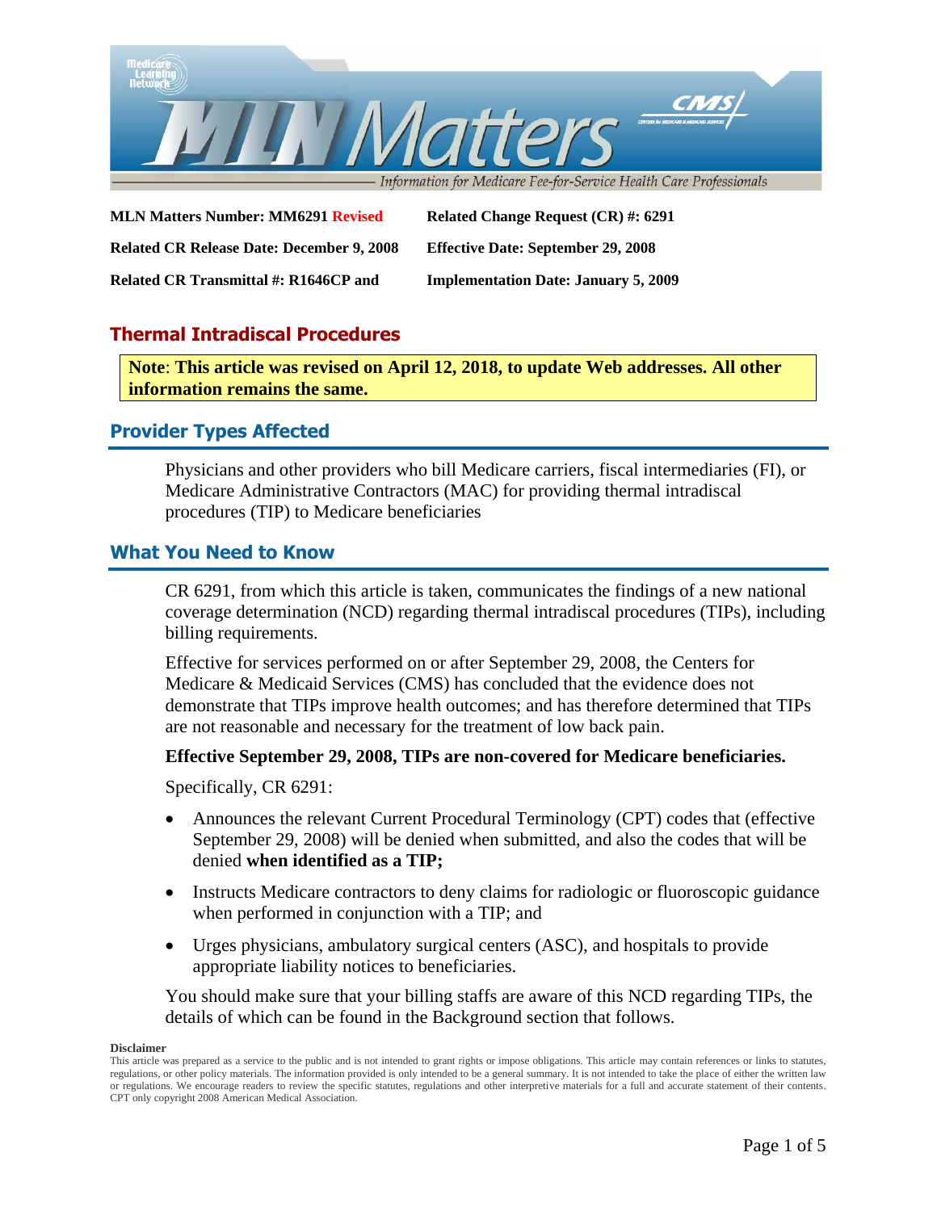**MLN Matters Number: MM6291 Revised** | **Related Change Request (CR) #: 6291**

**Related CR Release Date: December 9, 2008** | **Effective Date: September 29, 2008**

**Related CR Transmittal #: R1646CP and** | **Implementation Date: January 5, 2009**

# Thermal Intradiscal Procedures

**Note: This article was revised on April 12, 2018, to update Web addresses. All other information remains the same.**

## Provider Types Affected

Physicians and other providers who bill Medicare carriers, fiscal intermediaries (FI), or Medicare Administrative Contractors (MAC) for providing thermal intradiscal procedures (TIP) to Medicare beneficiaries

## What You Need to Know

CR 6291, from which this article is taken, communicates the findings of a new national coverage determination (NCD) regarding thermal intradiscal procedures (TIPs), including billing requirements.

Effective for services performed on or after September 29, 2008, the Centers for Medicare & Medicaid Services (CMS) has concluded that the evidence does not demonstrate that TIPs improve health outcomes; and has therefore determined that TIPs are not reasonable and necessary for the treatment of low back pain.

**Effective September 29, 2008, TIPs are non-covered for Medicare beneficiaries.**

Specifically, CR 6291:

- Announces the relevant Current Procedural Terminology (CPT) codes that (effective September 29, 2008) will be denied when submitted, and also the codes that will be denied **when identified as a TIP;**
- Instructs Medicare contractors to deny claims for radiologic or fluoroscopic guidance when performed in conjunction with a TIP; and
- Urges physicians, ambulatory surgical centers (ASC), and hospitals to provide appropriate liability notices to beneficiaries.

You should make sure that your billing staffs are aware of this NCD regarding TIPs, the details of which can be found in the Background section that follows.

**Disclaimer**

This article was prepared as a service to the public and is not intended to grant rights or impose obligations. This article may contain references or links to statutes, regulations, or other policy materials. The information provided is only intended to be a general summary. It is not intended to take the place of either the written law or regulations. We encourage readers to review the specific statutes, regulations and other interpretive materials for a full and accurate statement of their contents. CPT only copyright 2008 American Medical Association.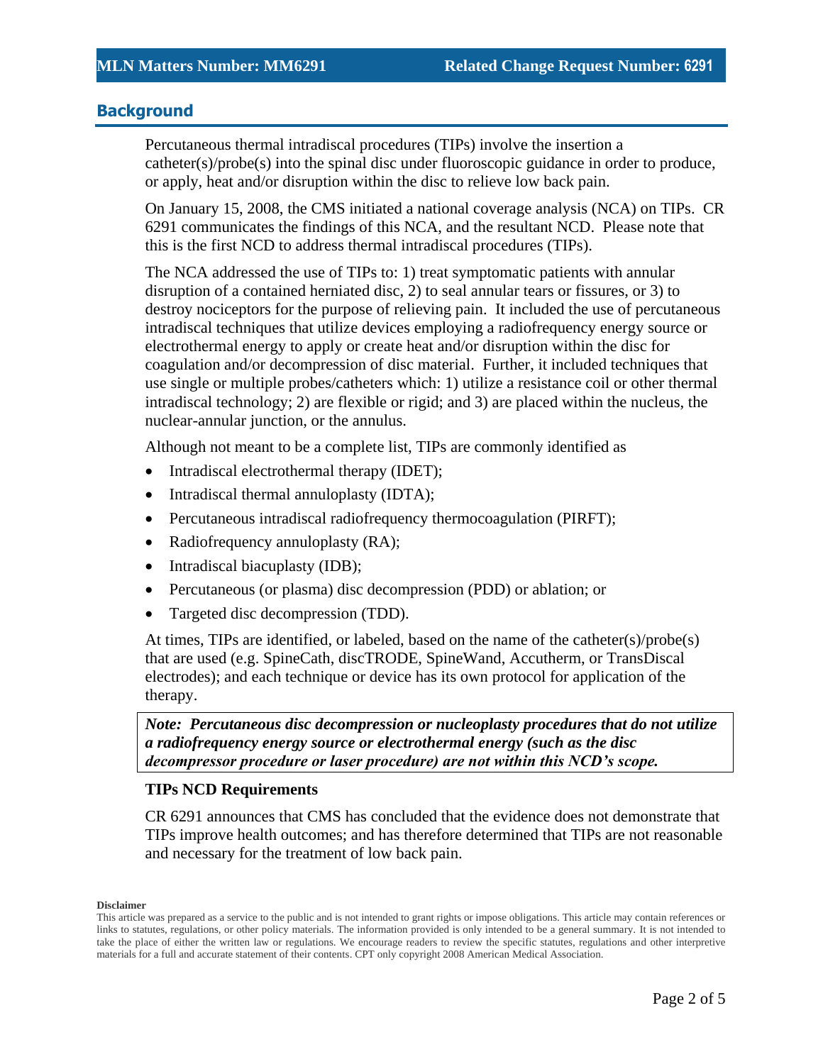## Background

Percutaneous thermal intradiscal procedures (TIPs) involve the insertion a catheter(s)/probe(s) into the spinal disc under fluoroscopic guidance in order to produce, or apply, heat and/or disruption within the disc to relieve low back pain.

On January 15, 2008, the CMS initiated a national coverage analysis (NCA) on TIPs. CR 6291 communicates the findings of this NCA, and the resultant NCD. Please note that this is the first NCD to address thermal intradiscal procedures (TIPs).

The NCA addressed the use of TIPs to: 1) treat symptomatic patients with annular disruption of a contained herniated disc, 2) to seal annular tears or fissures, or 3) to destroy nociceptors for the purpose of relieving pain. It included the use of percutaneous intradiscal techniques that utilize devices employing a radiofrequency energy source or electrothermal energy to apply or create heat and/or disruption within the disc for coagulation and/or decompression of disc material. Further, it included techniques that use single or multiple probes/catheters which: 1) utilize a resistance coil or other thermal intradiscal technology; 2) are flexible or rigid; and 3) are placed within the nucleus, the nuclear-annular junction, or the annulus.

Although not meant to be a complete list, TIPs are commonly identified as

- Intradiscal electrothermal therapy (IDET);
- Intradiscal thermal annuloplasty (IDTA);
- Percutaneous intradiscal radiofrequency thermocoagulation (PIRFT);
- Radiofrequency annuloplasty (RA);
- Intradiscal biacuplasty (IDB);
- Percutaneous (or plasma) disc decompression (PDD) or ablation; or
- Targeted disc decompression (TDD).

At times, TIPs are identified, or labeled, based on the name of the catheter(s)/probe(s) that are used (e.g. SpineCath, discTRODE, SpineWand, Accutherm, or TransDiscal electrodes); and each technique or device has its own protocol for application of the therapy.

***Note: Percutaneous disc decompression or nucleoplasty procedures that do not utilize a radiofrequency energy source or electrothermal energy (such as the disc decompressor procedure or laser procedure) are not within this NCD's scope.***

### TIPs NCD Requirements

CR 6291 announces that CMS has concluded that the evidence does not demonstrate that TIPs improve health outcomes; and has therefore determined that TIPs are not reasonable and necessary for the treatment of low back pain.

**Disclaimer**

This article was prepared as a service to the public and is not intended to grant rights or impose obligations. This article may contain references or links to statutes, regulations, or other policy materials. The information provided is only intended to be a general summary. It is not intended to take the place of either the written law or regulations. We encourage readers to review the specific statutes, regulations and other interpretive materials for a full and accurate statement of their contents. CPT only copyright 2008 American Medical Association.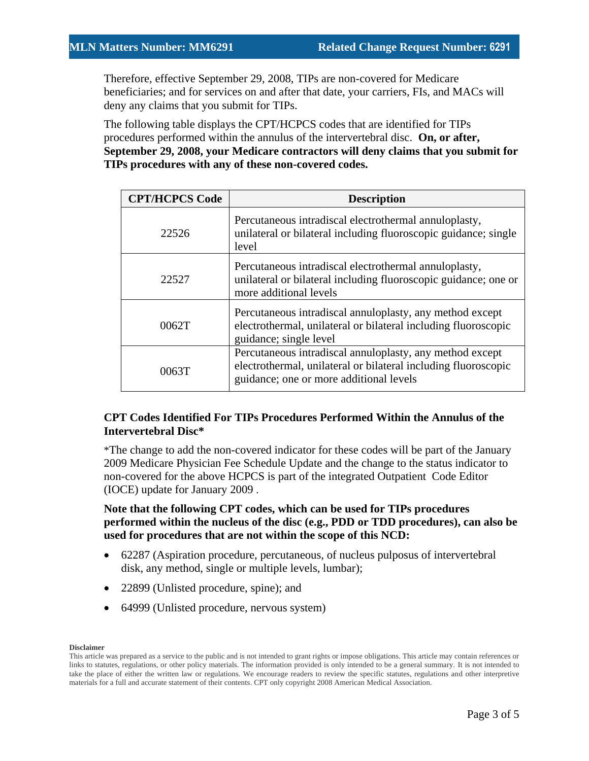Therefore, effective September 29, 2008, TIPs are non-covered for Medicare beneficiaries; and for services on and after that date, your carriers, FIs, and MACs will deny any claims that you submit for TIPs.

The following table displays the CPT/HCPCS codes that are identified for TIPs procedures performed within the annulus of the intervertebral disc. **On, or after, September 29, 2008, your Medicare contractors will deny claims that you submit for TIPs procedures with any of these non-covered codes.**

| CPT/HCPCS Code | Description |
|---|---|
| 22526 | Percutaneous intradiscal electrothermal annuloplasty, unilateral or bilateral including fluoroscopic guidance; single level |
| 22527 | Percutaneous intradiscal electrothermal annuloplasty, unilateral or bilateral including fluoroscopic guidance; one or more additional levels |
| 0062T | Percutaneous intradiscal annuloplasty, any method except electrothermal, unilateral or bilateral including fluoroscopic guidance; single level |
| 0063T | Percutaneous intradiscal annuloplasty, any method except electrothermal, unilateral or bilateral including fluoroscopic guidance; one or more additional levels |

**CPT Codes Identified For TIPs Procedures Performed Within the Annulus of the Intervertebral Disc***

*The change to add the non-covered indicator for these codes will be part of the January 2009 Medicare Physician Fee Schedule Update and the change to the status indicator to non-covered for the above HCPCS is part of the integrated Outpatient Code Editor (IOCE) update for January 2009 .

**Note that the following CPT codes, which can be used for TIPs procedures performed within the nucleus of the disc (e.g., PDD or TDD procedures), can also be used for procedures that are not within the scope of this NCD:**

- 62287 (Aspiration procedure, percutaneous, of nucleus pulposus of intervertebral disk, any method, single or multiple levels, lumbar);
- 22899 (Unlisted procedure, spine); and
- 64999 (Unlisted procedure, nervous system)

**Disclaimer**

This article was prepared as a service to the public and is not intended to grant rights or impose obligations. This article may contain references or links to statutes, regulations, or other policy materials. The information provided is only intended to be a general summary. It is not intended to take the place of either the written law or regulations. We encourage readers to review the specific statutes, regulations and other interpretive materials for a full and accurate statement of their contents. CPT only copyright 2008 American Medical Association.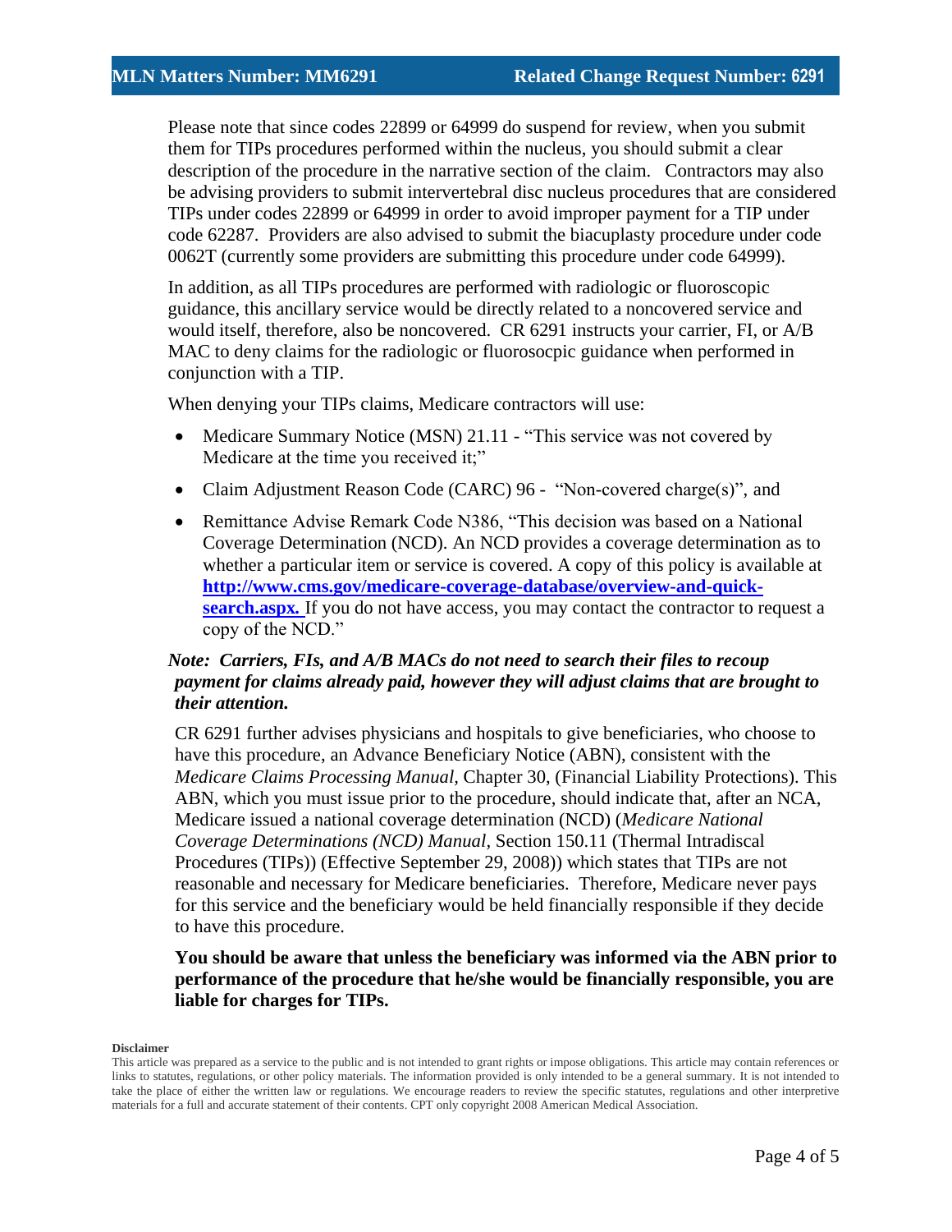Please note that since codes 22899 or 64999 do suspend for review, when you submit them for TIPs procedures performed within the nucleus, you should submit a clear description of the procedure in the narrative section of the claim. Contractors may also be advising providers to submit intervertebral disc nucleus procedures that are considered TIPs under codes 22899 or 64999 in order to avoid improper payment for a TIP under code 62287. Providers are also advised to submit the biacuplasty procedure under code 0062T (currently some providers are submitting this procedure under code 64999).

In addition, as all TIPs procedures are performed with radiologic or fluoroscopic guidance, this ancillary service would be directly related to a noncovered service and would itself, therefore, also be noncovered. CR 6291 instructs your carrier, FI, or A/B MAC to deny claims for the radiologic or fluorosocpic guidance when performed in conjunction with a TIP.

When denying your TIPs claims, Medicare contractors will use:

- Medicare Summary Notice (MSN) 21.11 - "This service was not covered by Medicare at the time you received it;"
- Claim Adjustment Reason Code (CARC) 96 - "Non-covered charge(s)", and
- Remittance Advise Remark Code N386, "This decision was based on a National Coverage Determination (NCD). An NCD provides a coverage determination as to whether a particular item or service is covered. A copy of this policy is available at [http://www.cms.gov/medicare-coverage-database/overview-and-quick-search.aspx.](http://www.cms.gov/medicare-coverage-database/overview-and-quick-search.aspx) If you do not have access, you may contact the contractor to request a copy of the NCD."

***Note: Carriers, FIs, and A/B MACs do not need to search their files to recoup payment for claims already paid, however they will adjust claims that are brought to their attention.***

CR 6291 further advises physicians and hospitals to give beneficiaries, who choose to have this procedure, an Advance Beneficiary Notice (ABN), consistent with the *Medicare Claims Processing Manual*, Chapter 30, (Financial Liability Protections). This ABN, which you must issue prior to the procedure, should indicate that, after an NCA, Medicare issued a national coverage determination (NCD) (*Medicare National Coverage Determinations (NCD) Manual*, Section 150.11 (Thermal Intradiscal Procedures (TIPs)) (Effective September 29, 2008)) which states that TIPs are not reasonable and necessary for Medicare beneficiaries. Therefore, Medicare never pays for this service and the beneficiary would be held financially responsible if they decide to have this procedure.

**You should be aware that unless the beneficiary was informed via the ABN prior to performance of the procedure that he/she would be financially responsible, you are liable for charges for TIPs.**

**Disclaimer**

This article was prepared as a service to the public and is not intended to grant rights or impose obligations. This article may contain references or links to statutes, regulations, or other policy materials. The information provided is only intended to be a general summary. It is not intended to take the place of either the written law or regulations. We encourage readers to review the specific statutes, regulations and other interpretive materials for a full and accurate statement of their contents. CPT only copyright 2008 American Medical Association.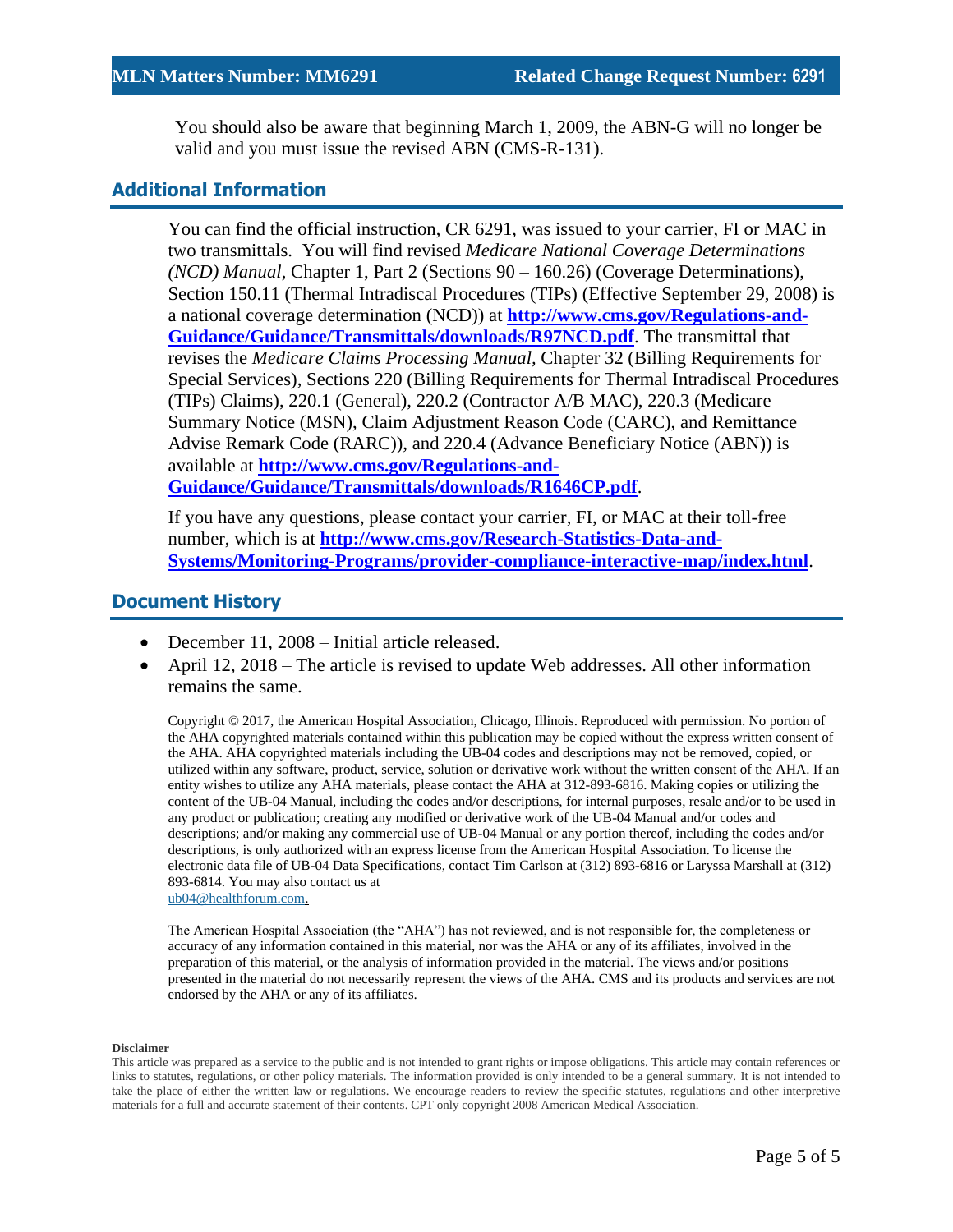You should also be aware that beginning March 1, 2009, the ABN-G will no longer be valid and you must issue the revised ABN (CMS-R-131).

## Additional Information

You can find the official instruction, CR 6291, was issued to your carrier, FI or MAC in two transmittals. You will find revised *Medicare National Coverage Determinations (NCD) Manual,* Chapter 1, Part 2 (Sections 90 – 160.26) (Coverage Determinations), Section 150.11 (Thermal Intradiscal Procedures (TIPs) (Effective September 29, 2008) is a national coverage determination (NCD)) at **http://www.cms.gov/Regulations-and-Guidance/Guidance/Transmittals/downloads/R97NCD.pdf**. The transmittal that revises the *Medicare Claims Processing Manual,* Chapter 32 (Billing Requirements for Special Services), Sections 220 (Billing Requirements for Thermal Intradiscal Procedures (TIPs) Claims), 220.1 (General), 220.2 (Contractor A/B MAC), 220.3 (Medicare Summary Notice (MSN), Claim Adjustment Reason Code (CARC), and Remittance Advise Remark Code (RARC)), and 220.4 (Advance Beneficiary Notice (ABN)) is available at **http://www.cms.gov/Regulations-and-Guidance/Guidance/Transmittals/downloads/R1646CP.pdf**.

If you have any questions, please contact your carrier, FI, or MAC at their toll-free number, which is at **http://www.cms.gov/Research-Statistics-Data-and-Systems/Monitoring-Programs/provider-compliance-interactive-map/index.html**.

## Document History

- December 11, 2008 – Initial article released.
- April 12, 2018 – The article is revised to update Web addresses. All other information remains the same.

Copyright © 2017, the American Hospital Association, Chicago, Illinois. Reproduced with permission. No portion of the AHA copyrighted materials contained within this publication may be copied without the express written consent of the AHA. AHA copyrighted materials including the UB-04 codes and descriptions may not be removed, copied, or utilized within any software, product, service, solution or derivative work without the written consent of the AHA. If an entity wishes to utilize any AHA materials, please contact the AHA at 312-893-6816. Making copies or utilizing the content of the UB-04 Manual, including the codes and/or descriptions, for internal purposes, resale and/or to be used in any product or publication; creating any modified or derivative work of the UB-04 Manual and/or codes and descriptions; and/or making any commercial use of UB-04 Manual or any portion thereof, including the codes and/or descriptions, is only authorized with an express license from the American Hospital Association. To license the electronic data file of UB-04 Data Specifications, contact Tim Carlson at (312) 893-6816 or Laryssa Marshall at (312) 893-6814. You may also contact us at ub04@healthforum.com.

The American Hospital Association (the "AHA") has not reviewed, and is not responsible for, the completeness or accuracy of any information contained in this material, nor was the AHA or any of its affiliates, involved in the preparation of this material, or the analysis of information provided in the material. The views and/or positions presented in the material do not necessarily represent the views of the AHA. CMS and its products and services are not endorsed by the AHA or any of its affiliates.

**Disclaimer**

This article was prepared as a service to the public and is not intended to grant rights or impose obligations. This article may contain references or links to statutes, regulations, or other policy materials. The information provided is only intended to be a general summary. It is not intended to take the place of either the written law or regulations. We encourage readers to review the specific statutes, regulations and other interpretive materials for a full and accurate statement of their contents. CPT only copyright 2008 American Medical Association.